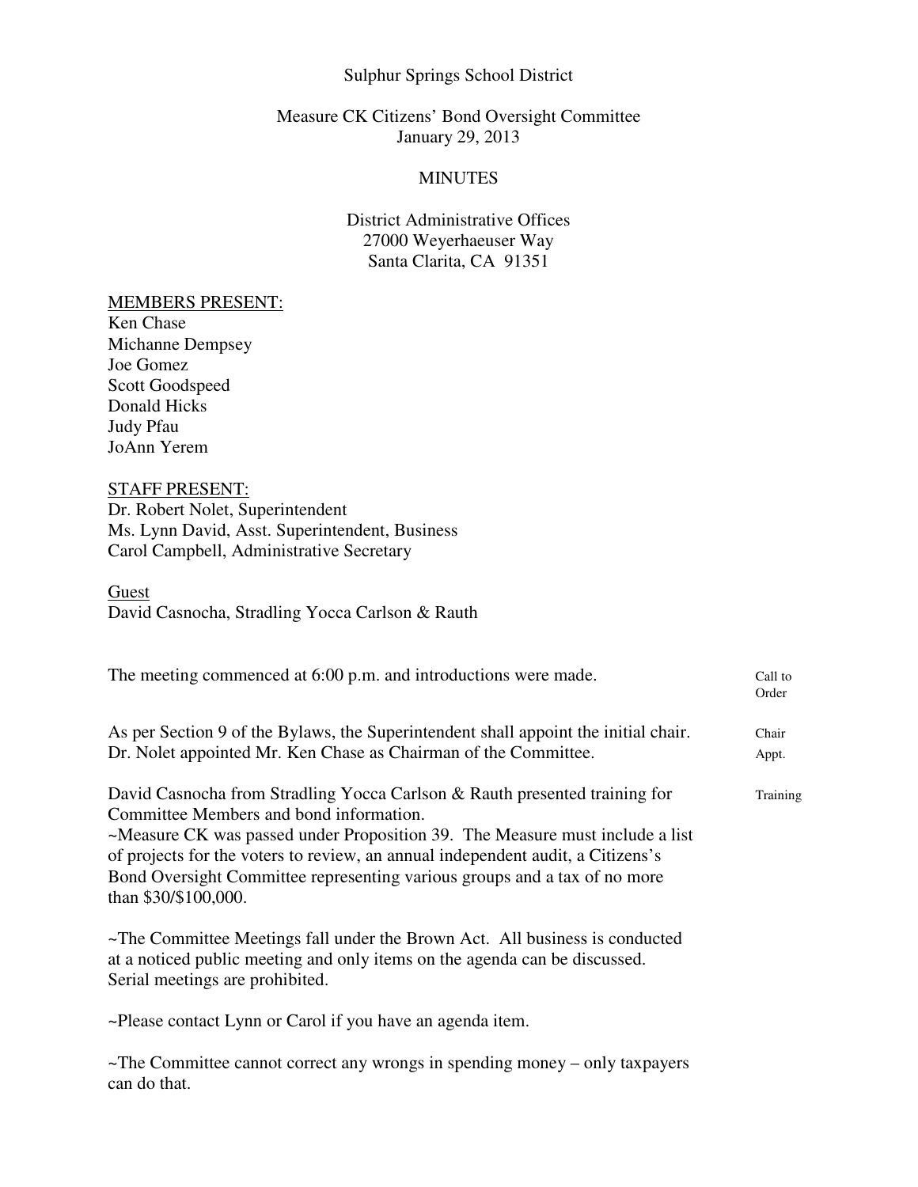Sulphur Springs School District

Measure CK Citizens' Bond Oversight Committee
January 29, 2013

MINUTES

District Administrative Offices
27000 Weyerhaeuser Way
Santa Clarita, CA 91351

MEMBERS PRESENT:
Ken Chase
Michanne Dempsey
Joe Gomez
Scott Goodspeed
Donald Hicks
Judy Pfau
JoAnn Yerem

STAFF PRESENT:
Dr. Robert Nolet, Superintendent
Ms. Lynn David, Asst. Superintendent, Business
Carol Campbell, Administrative Secretary

Guest
David Casnocha, Stradling Yocca Carlson & Rauth

**Call to Order**

The meeting commenced at 6:00 p.m. and introductions were made.

**Chair Appt.**

As per Section 9 of the Bylaws, the Superintendent shall appoint the initial chair. Dr. Nolet appointed Mr. Ken Chase as Chairman of the Committee.

**Training**

David Casnocha from Stradling Yocca Carlson & Rauth presented training for Committee Members and bond information.
~Measure CK was passed under Proposition 39. The Measure must include a list of projects for the voters to review, an annual independent audit, a Citizens's Bond Oversight Committee representing various groups and a tax of no more than $30/$100,000.

~The Committee Meetings fall under the Brown Act. All business is conducted at a noticed public meeting and only items on the agenda can be discussed. Serial meetings are prohibited.

~Please contact Lynn or Carol if you have an agenda item.

~The Committee cannot correct any wrongs in spending money – only taxpayers can do that.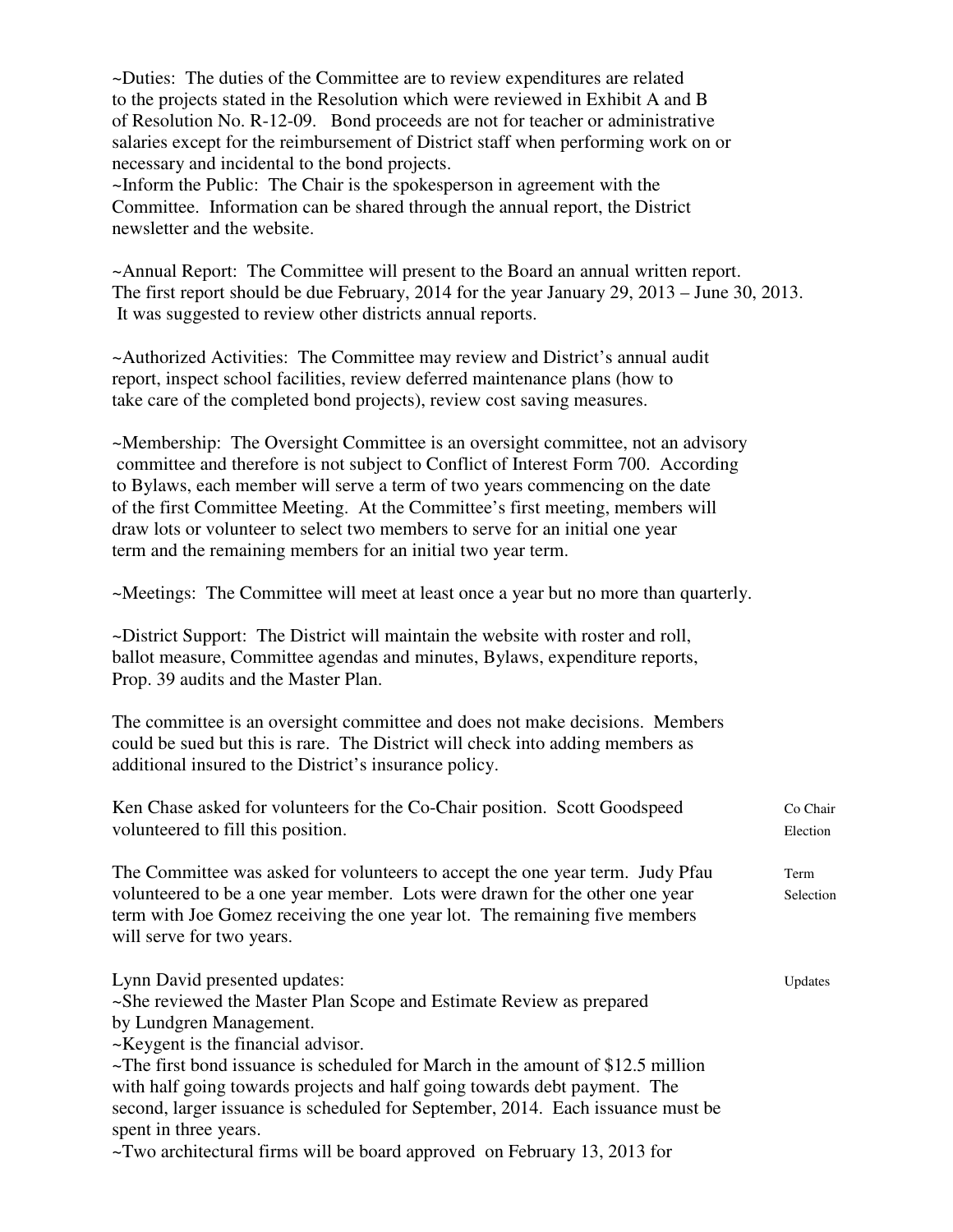~Duties: The duties of the Committee are to review expenditures are related to the projects stated in the Resolution which were reviewed in Exhibit A and B of Resolution No. R-12-09. Bond proceeds are not for teacher or administrative salaries except for the reimbursement of District staff when performing work on or necessary and incidental to the bond projects.
~Inform the Public: The Chair is the spokesperson in agreement with the Committee. Information can be shared through the annual report, the District newsletter and the website.

~Annual Report: The Committee will present to the Board an annual written report. The first report should be due February, 2014 for the year January 29, 2013 – June 30, 2013. It was suggested to review other districts annual reports.

~Authorized Activities: The Committee may review and District's annual audit report, inspect school facilities, review deferred maintenance plans (how to take care of the completed bond projects), review cost saving measures.

~Membership: The Oversight Committee is an oversight committee, not an advisory committee and therefore is not subject to Conflict of Interest Form 700. According to Bylaws, each member will serve a term of two years commencing on the date of the first Committee Meeting. At the Committee's first meeting, members will draw lots or volunteer to select two members to serve for an initial one year term and the remaining members for an initial two year term.

~Meetings: The Committee will meet at least once a year but no more than quarterly.

~District Support: The District will maintain the website with roster and roll, ballot measure, Committee agendas and minutes, Bylaws, expenditure reports, Prop. 39 audits and the Master Plan.

The committee is an oversight committee and does not make decisions. Members could be sued but this is rare. The District will check into adding members as additional insured to the District's insurance policy.

Ken Chase asked for volunteers for the Co-Chair position. Scott Goodspeed volunteered to fill this position. *Co Chair Election*

The Committee was asked for volunteers to accept the one year term. Judy Pfau volunteered to be a one year member. Lots were drawn for the other one year term with Joe Gomez receiving the one year lot. The remaining five members will serve for two years. *Term Selection*

Lynn David presented updates: *Updates*
~She reviewed the Master Plan Scope and Estimate Review as prepared by Lundgren Management.
~Keygent is the financial advisor.
~The first bond issuance is scheduled for March in the amount of $12.5 million with half going towards projects and half going towards debt payment. The second, larger issuance is scheduled for September, 2014. Each issuance must be spent in three years.
~Two architectural firms will be board approved on February 13, 2013 for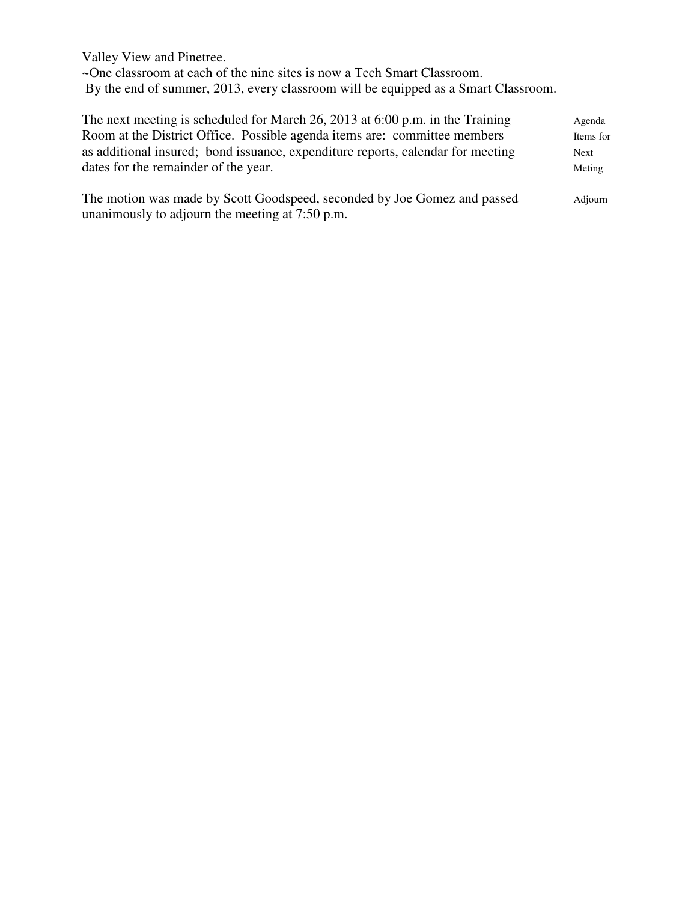Valley View and Pinetree.
~One classroom at each of the nine sites is now a Tech Smart Classroom.
By the end of summer, 2013, every classroom will be equipped as a Smart Classroom.

The next meeting is scheduled for March 26, 2013 at 6:00 p.m. in the Training Room at the District Office. Possible agenda items are: committee members as additional insured; bond issuance, expenditure reports, calendar for meeting dates for the remainder of the year. *Agenda Items for Next Meting*

The motion was made by Scott Goodspeed, seconded by Joe Gomez and passed unanimously to adjourn the meeting at 7:50 p.m. *Adjourn*